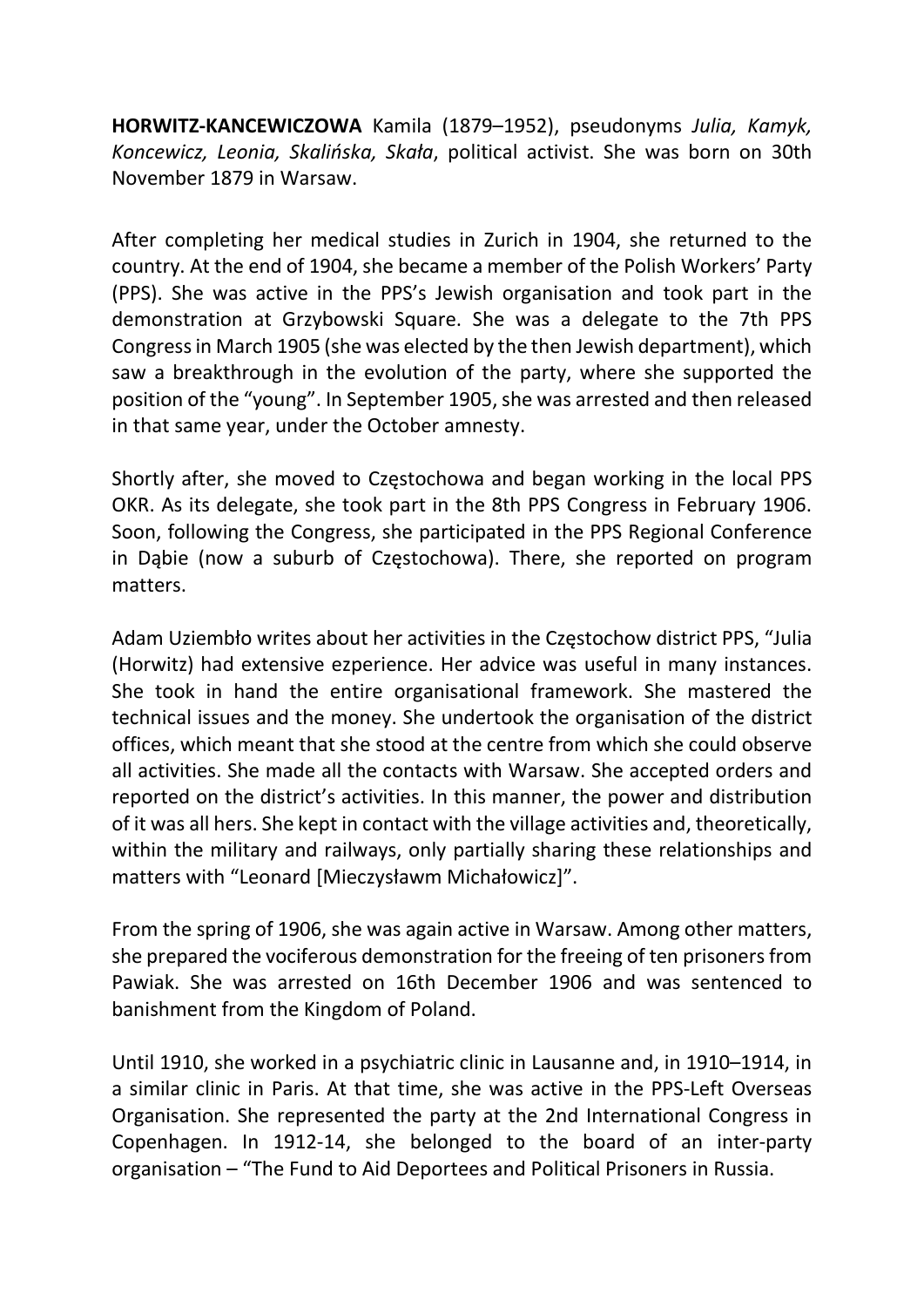**HORWITZ-KANCEWICZOWA** Kamila (1879–1952), pseudonyms *Julia, Kamyk, Koncewicz, Leonia, Skalińska, Skała*, political activist. She was born on 30th November 1879 in Warsaw.

After completing her medical studies in Zurich in 1904, she returned to the country. At the end of 1904, she became a member of the Polish Workers' Party (PPS). She was active in the PPS's Jewish organisation and took part in the demonstration at Grzybowski Square. She was a delegate to the 7th PPS Congress in March 1905 (she was elected by the then Jewish department), which saw a breakthrough in the evolution of the party, where she supported the position of the "young". In September 1905, she was arrested and then released in that same year, under the October amnesty.

Shortly after, she moved to Częstochowa and began working in the local PPS OKR. As its delegate, she took part in the 8th PPS Congress in February 1906. Soon, following the Congress, she participated in the PPS Regional Conference in Dąbie (now a suburb of Częstochowa). There, she reported on program matters.

Adam Uziembło writes about her activities in the Częstochow district PPS, "Julia (Horwitz) had extensive ezperience. Her advice was useful in many instances. She took in hand the entire organisational framework. She mastered the technical issues and the money. She undertook the organisation of the district offices, which meant that she stood at the centre from which she could observe all activities. She made all the contacts with Warsaw. She accepted orders and reported on the district's activities. In this manner, the power and distribution of it was all hers. She kept in contact with the village activities and, theoretically, within the military and railways, only partially sharing these relationships and matters with "Leonard [Mieczysławm Michałowicz]".

From the spring of 1906, she was again active in Warsaw. Among other matters, she prepared the vociferous demonstration for the freeing of ten prisoners from Pawiak. She was arrested on 16th December 1906 and was sentenced to banishment from the Kingdom of Poland.

Until 1910, she worked in a psychiatric clinic in Lausanne and, in 1910–1914, in a similar clinic in Paris. At that time, she was active in the PPS-Left Overseas Organisation. She represented the party at the 2nd International Congress in Copenhagen. In 1912-14, she belonged to the board of an inter-party organisation – "The Fund to Aid Deportees and Political Prisoners in Russia.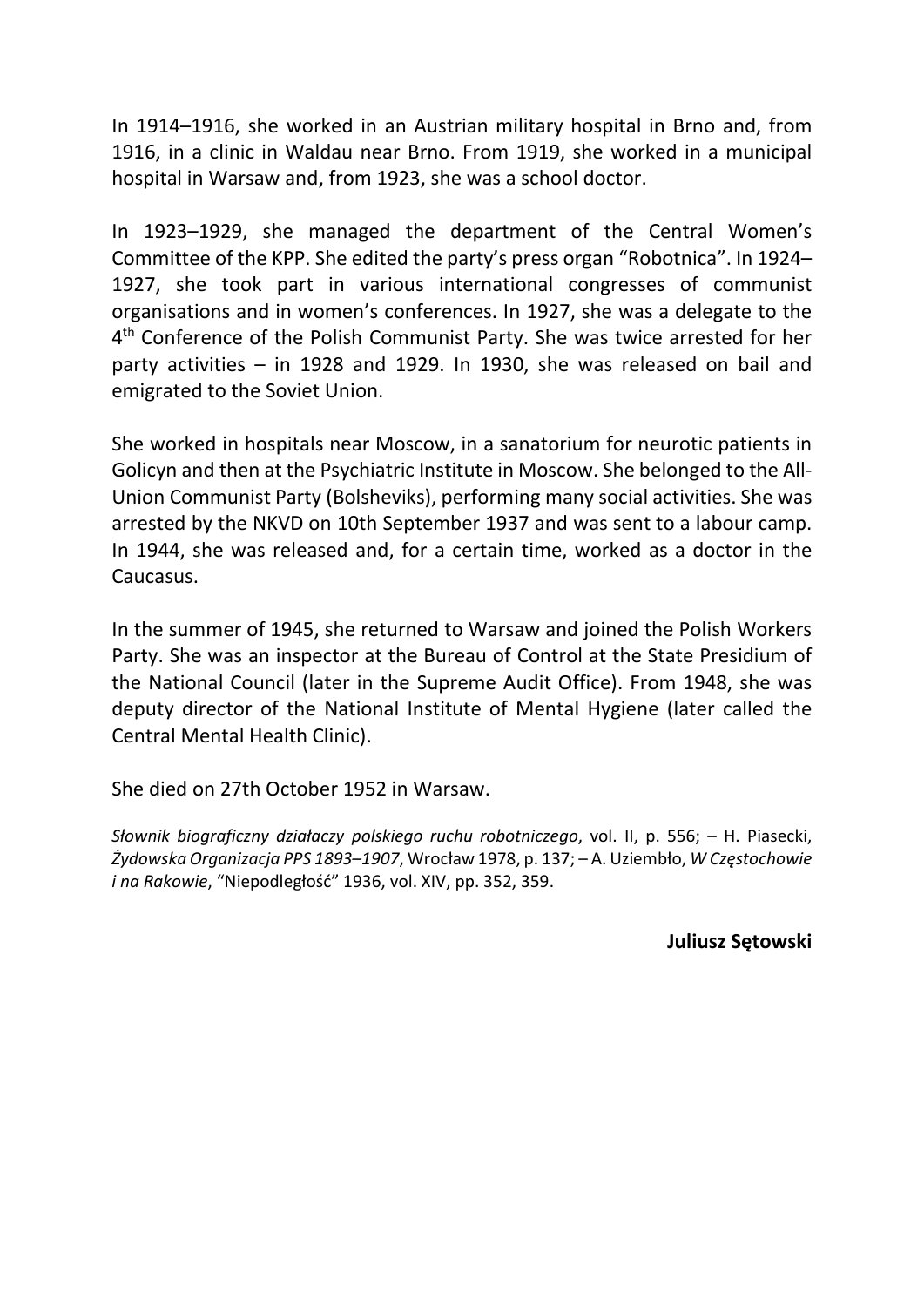In 1914–1916, she worked in an Austrian military hospital in Brno and, from 1916, in a clinic in Waldau near Brno. From 1919, she worked in a municipal hospital in Warsaw and, from 1923, she was a school doctor.

In 1923–1929, she managed the department of the Central Women's Committee of the KPP. She edited the party's press organ "Robotnica". In 1924–1927, she took part in various international congresses of communist organisations and in women's conferences. In 1927, she was a delegate to the 4th Conference of the Polish Communist Party. She was twice arrested for her party activities – in 1928 and 1929. In 1930, she was released on bail and emigrated to the Soviet Union.

She worked in hospitals near Moscow, in a sanatorium for neurotic patients in Golicyn and then at the Psychiatric Institute in Moscow. She belonged to the All-Union Communist Party (Bolsheviks), performing many social activities. She was arrested by the NKVD on 10th September 1937 and was sent to a labour camp. In 1944, she was released and, for a certain time, worked as a doctor in the Caucasus.

In the summer of 1945, she returned to Warsaw and joined the Polish Workers Party. She was an inspector at the Bureau of Control at the State Presidium of the National Council (later in the Supreme Audit Office). From 1948, she was deputy director of the National Institute of Mental Hygiene (later called the Central Mental Health Clinic).

She died on 27th October 1952 in Warsaw.

*Słownik biograficzny działaczy polskiego ruchu robotniczego*, vol. II, p. 556; – H. Piasecki, *Żydowska Organizacja PPS 1893–1907*, Wrocław 1978, p. 137; – A. Uziembło, *W Częstochowie i na Rakowie*, "Niepodległość" 1936, vol. XIV, pp. 352, 359.

**Juliusz Sętowski**